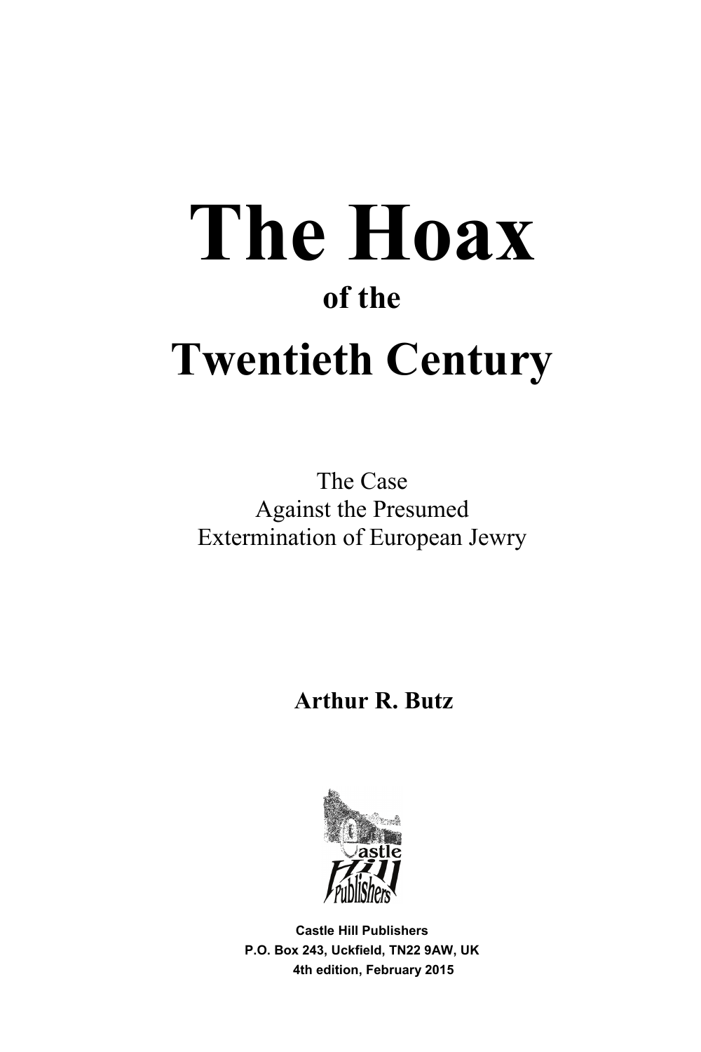# The Hoax

### of the

# Twentieth Century

The Case
Against the Presumed
Extermination of European Jewry

**Arthur R. Butz**

**Castle Hill Publishers**
**P.O. Box 243, Uckfield, TN22 9AW, UK**
**4th edition, February 2015**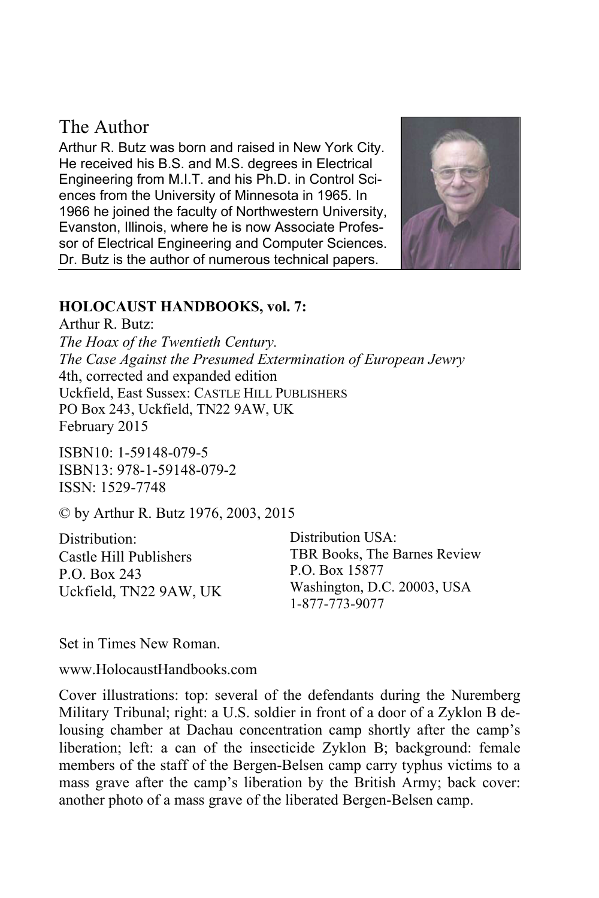## The Author

Arthur R. Butz was born and raised in New York City. He received his B.S. and M.S. degrees in Electrical Engineering from M.I.T. and his Ph.D. in Control Sciences from the University of Minnesota in 1965. In 1966 he joined the faculty of Northwestern University, Evanston, Illinois, where he is now Associate Professor of Electrical Engineering and Computer Sciences. Dr. Butz is the author of numerous technical papers.

**HOLOCAUST HANDBOOKS, vol. 7:**
Arthur R. Butz:
*The Hoax of the Twentieth Century.*
*The Case Against the Presumed Extermination of European Jewry*
4th, corrected and expanded edition
Uckfield, East Sussex: CASTLE HILL PUBLISHERS
PO Box 243, Uckfield, TN22 9AW, UK
February 2015

ISBN10: 1-59148-079-5
ISBN13: 978-1-59148-079-2
ISSN: 1529-7748

© by Arthur R. Butz 1976, 2003, 2015

Distribution:
Castle Hill Publishers
P.O. Box 243
Uckfield, TN22 9AW, UK

Distribution USA:
TBR Books, The Barnes Review
P.O. Box 15877
Washington, D.C. 20003, USA
1-877-773-9077

Set in Times New Roman.

www.HolocaustHandbooks.com

Cover illustrations: top: several of the defendants during the Nuremberg Military Tribunal; right: a U.S. soldier in front of a door of a Zyklon B delousing chamber at Dachau concentration camp shortly after the camp's liberation; left: a can of the insecticide Zyklon B; background: female members of the staff of the Bergen-Belsen camp carry typhus victims to a mass grave after the camp's liberation by the British Army; back cover: another photo of a mass grave of the liberated Bergen-Belsen camp.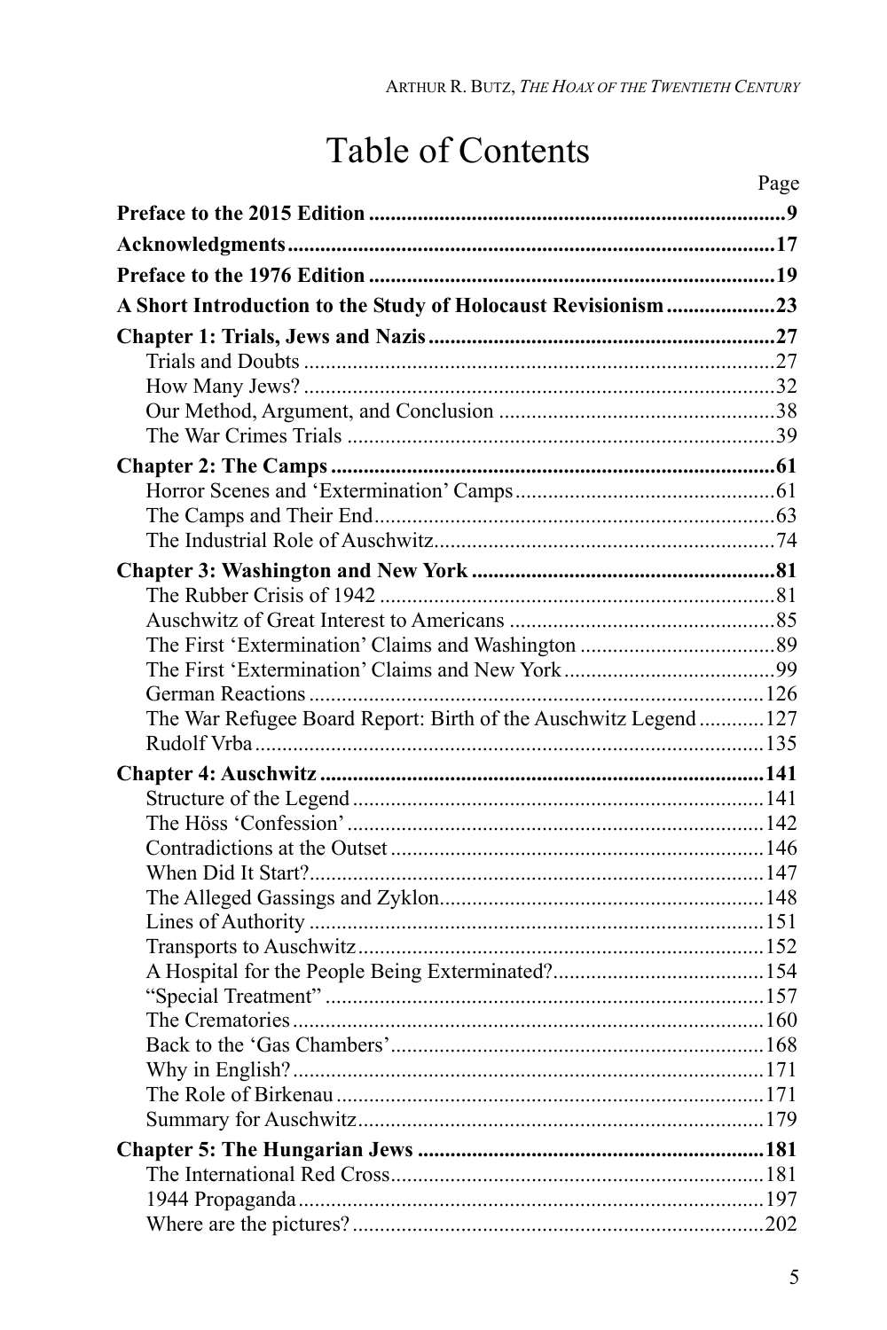# Table of Contents

| | Page |
|---|---|
| **Preface to the 2015 Edition** | **9** |
| **Acknowledgments** | **17** |
| **Preface to the 1976 Edition** | **19** |
| **A Short Introduction to the Study of Holocaust Revisionism** | **23** |
| **Chapter 1: Trials, Jews and Nazis** | **27** |
| Trials and Doubts | 27 |
| How Many Jews? | 32 |
| Our Method, Argument, and Conclusion | 38 |
| The War Crimes Trials | 39 |
| **Chapter 2: The Camps** | **61** |
| Horror Scenes and 'Extermination' Camps | 61 |
| The Camps and Their End | 63 |
| The Industrial Role of Auschwitz | 74 |
| **Chapter 3: Washington and New York** | **81** |
| The Rubber Crisis of 1942 | 81 |
| Auschwitz of Great Interest to Americans | 85 |
| The First 'Extermination' Claims and Washington | 89 |
| The First 'Extermination' Claims and New York | 99 |
| German Reactions | 126 |
| The War Refugee Board Report: Birth of the Auschwitz Legend | 127 |
| Rudolf Vrba | 135 |
| **Chapter 4: Auschwitz** | **141** |
| Structure of the Legend | 141 |
| The Höss 'Confession' | 142 |
| Contradictions at the Outset | 146 |
| When Did It Start? | 147 |
| The Alleged Gassings and Zyklon | 148 |
| Lines of Authority | 151 |
| Transports to Auschwitz | 152 |
| A Hospital for the People Being Exterminated? | 154 |
| "Special Treatment" | 157 |
| The Crematories | 160 |
| Back to the 'Gas Chambers' | 168 |
| Why in English? | 171 |
| The Role of Birkenau | 171 |
| Summary for Auschwitz | 179 |
| **Chapter 5: The Hungarian Jews** | **181** |
| The International Red Cross | 181 |
| 1944 Propaganda | 197 |
| Where are the pictures? | 202 |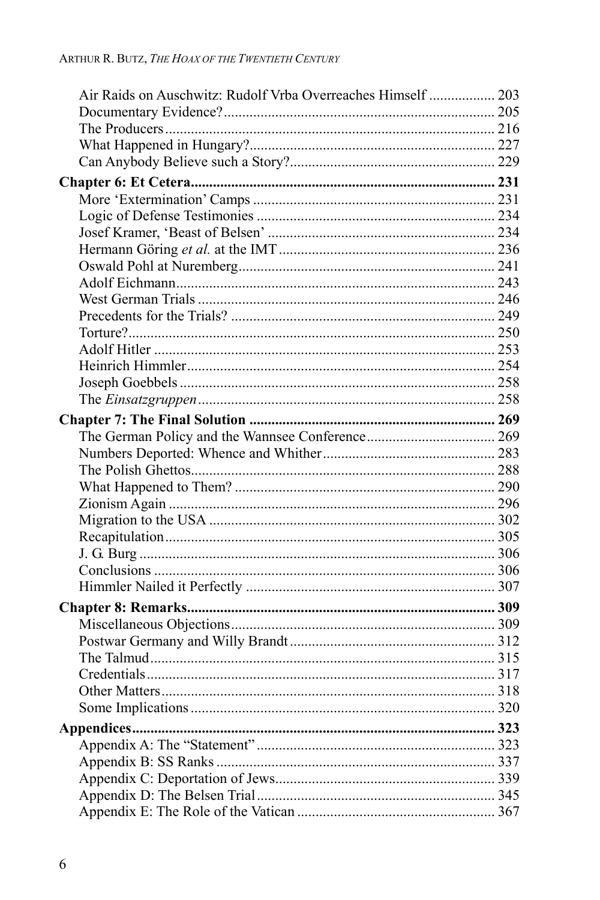Air Raids on Auschwitz: Rudolf Vrba Overreaches Himself .................. 203
Documentary Evidence? ........................................................................ 205
The Producers ........................................................................................ 216
What Happened in Hungary? ................................................................. 227
Can Anybody Believe such a Story? ...................................................... 229

**Chapter 6: Et Cetera .................................................................................. 231**
More 'Extermination' Camps ................................................................. 231
Logic of Defense Testimonies ................................................................ 234
Josef Kramer, 'Beast of Belsen' ............................................................. 234
Hermann Göring *et al.* at the IMT .......................................................... 236
Oswald Pohl at Nuremberg ..................................................................... 241
Adolf Eichmann ...................................................................................... 243
West German Trials ................................................................................ 246
Precedents for the Trials? ....................................................................... 249
Torture? .................................................................................................. 250
Adolf Hitler ............................................................................................ 253
Heinrich Himmler ................................................................................... 254
Joseph Goebbels ..................................................................................... 258
The *Einsatzgruppen* ................................................................................ 258

**Chapter 7: The Final Solution .................................................................. 269**
The German Policy and the Wannsee Conference .................................. 269
Numbers Deported: Whence and Whither .............................................. 283
The Polish Ghettos .................................................................................. 288
What Happened to Them? ...................................................................... 290
Zionism Again ........................................................................................ 296
Migration to the USA ............................................................................. 302
Recapitulation ......................................................................................... 305
J. G. Burg ............................................................................................... 306
Conclusions ............................................................................................ 306
Himmler Nailed it Perfectly ................................................................... 307

**Chapter 8: Remarks ................................................................................... 309**
Miscellaneous Objections ....................................................................... 309
Postwar Germany and Willy Brandt ....................................................... 312
The Talmud ............................................................................................. 315
Credentials .............................................................................................. 317
Other Matters .......................................................................................... 318
Some Implications .................................................................................. 320

**Appendices .................................................................................................. 323**
Appendix A: The "Statement" ................................................................ 323
Appendix B: SS Ranks ........................................................................... 337
Appendix C: Deportation of Jews ........................................................... 339
Appendix D: The Belsen Trial ................................................................ 345
Appendix E: The Role of the Vatican ..................................................... 367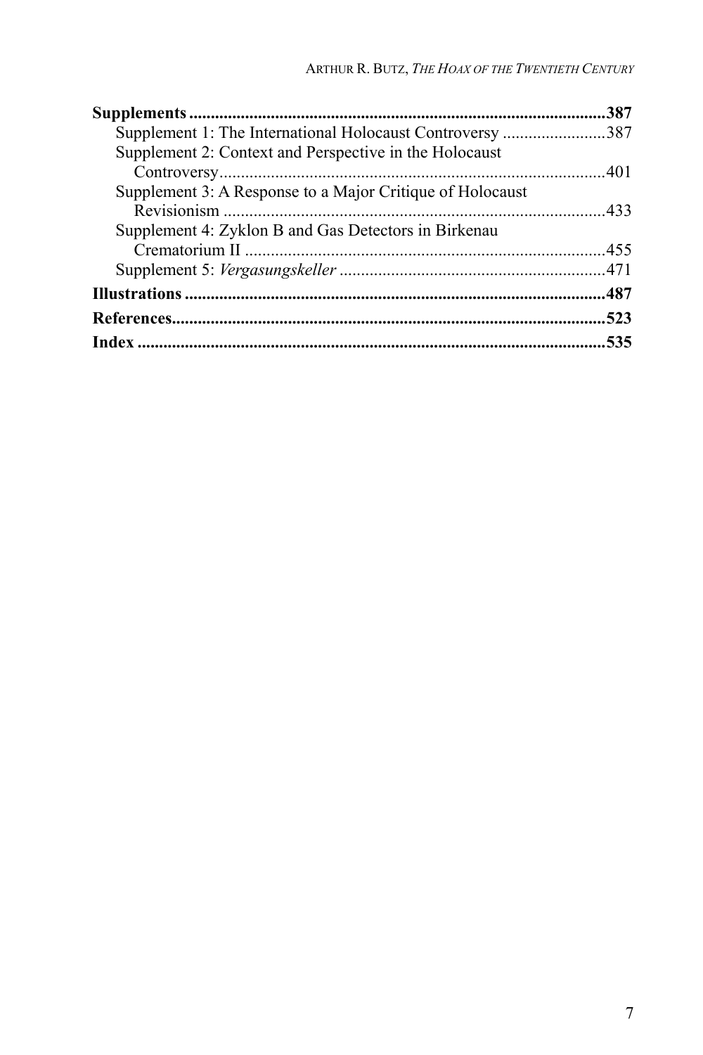**Supplements** ... **387**

- Supplement 1: The International Holocaust Controversy ... 387
- Supplement 2: Context and Perspective in the Holocaust Controversy ... 401
- Supplement 3: A Response to a Major Critique of Holocaust Revisionism ... 433
- Supplement 4: Zyklon B and Gas Detectors in Birkenau Crematorium II ... 455
- Supplement 5: *Vergasungskeller* ... 471

**Illustrations** ... **487**

**References** ... **523**

**Index** ... **535**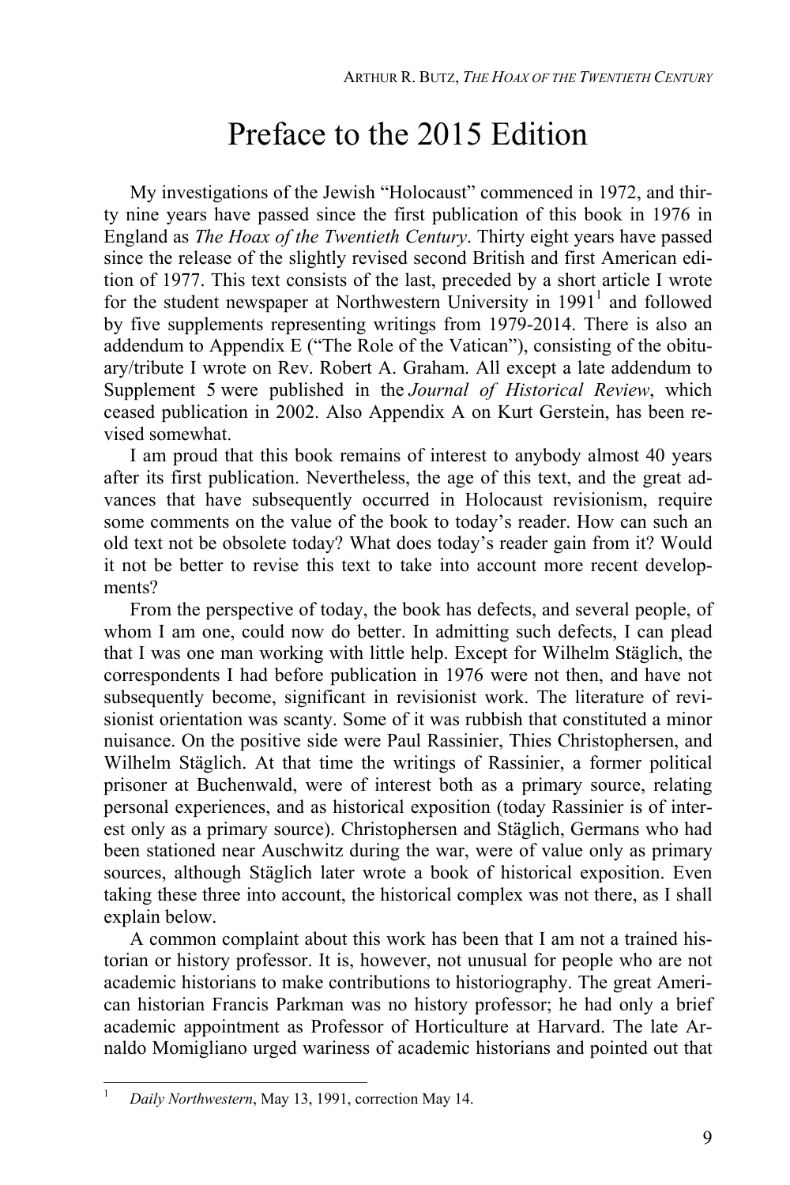# Preface to the 2015 Edition

My investigations of the Jewish "Holocaust" commenced in 1972, and thirty nine years have passed since the first publication of this book in 1976 in England as *The Hoax of the Twentieth Century*. Thirty eight years have passed since the release of the slightly revised second British and first American edition of 1977. This text consists of the last, preceded by a short article I wrote for the student newspaper at Northwestern University in 1991[1] and followed by five supplements representing writings from 1979-2014. There is also an addendum to Appendix E ("The Role of the Vatican"), consisting of the obituary/tribute I wrote on Rev. Robert A. Graham. All except a late addendum to Supplement 5 were published in the *Journal of Historical Review*, which ceased publication in 2002. Also Appendix A on Kurt Gerstein, has been revised somewhat.

I am proud that this book remains of interest to anybody almost 40 years after its first publication. Nevertheless, the age of this text, and the great advances that have subsequently occurred in Holocaust revisionism, require some comments on the value of the book to today's reader. How can such an old text not be obsolete today? What does today's reader gain from it? Would it not be better to revise this text to take into account more recent developments?

From the perspective of today, the book has defects, and several people, of whom I am one, could now do better. In admitting such defects, I can plead that I was one man working with little help. Except for Wilhelm Stäglich, the correspondents I had before publication in 1976 were not then, and have not subsequently become, significant in revisionist work. The literature of revisionist orientation was scanty. Some of it was rubbish that constituted a minor nuisance. On the positive side were Paul Rassinier, Thies Christophersen, and Wilhelm Stäglich. At that time the writings of Rassinier, a former political prisoner at Buchenwald, were of interest both as a primary source, relating personal experiences, and as historical exposition (today Rassinier is of interest only as a primary source). Christophersen and Stäglich, Germans who had been stationed near Auschwitz during the war, were of value only as primary sources, although Stäglich later wrote a book of historical exposition. Even taking these three into account, the historical complex was not there, as I shall explain below.

A common complaint about this work has been that I am not a trained historian or history professor. It is, however, not unusual for people who are not academic historians to make contributions to historiography. The great American historian Francis Parkman was no history professor; he had only a brief academic appointment as Professor of Horticulture at Harvard. The late Arnaldo Momigliano urged wariness of academic historians and pointed out that

---

[1] *Daily Northwestern*, May 13, 1991, correction May 14.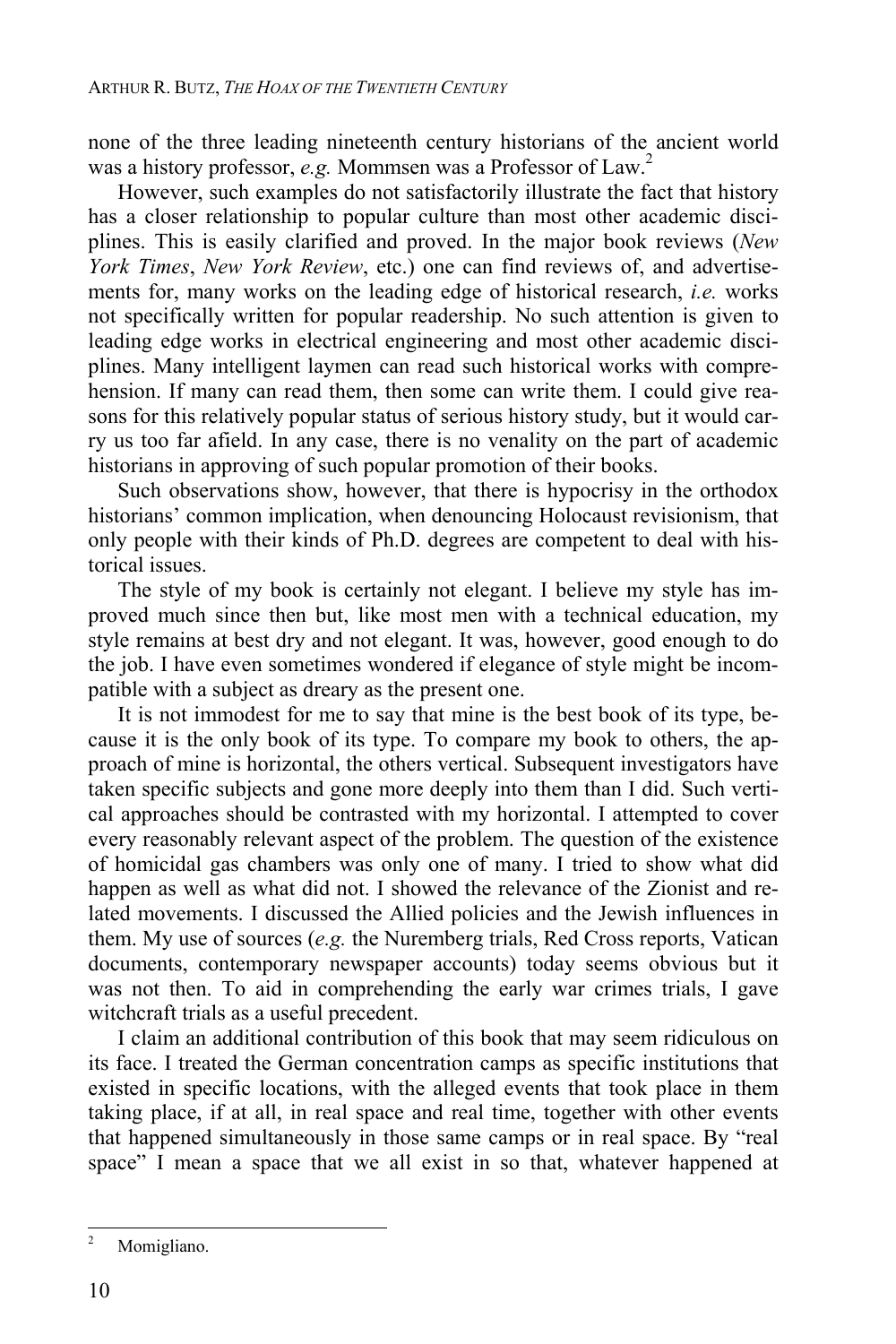none of the three leading nineteenth century historians of the ancient world was a history professor, *e.g.* Mommsen was a Professor of Law.[2]

However, such examples do not satisfactorily illustrate the fact that history has a closer relationship to popular culture than most other academic disciplines. This is easily clarified and proved. In the major book reviews (*New York Times*, *New York Review*, etc.) one can find reviews of, and advertisements for, many works on the leading edge of historical research, *i.e.* works not specifically written for popular readership. No such attention is given to leading edge works in electrical engineering and most other academic disciplines. Many intelligent laymen can read such historical works with comprehension. If many can read them, then some can write them. I could give reasons for this relatively popular status of serious history study, but it would carry us too far afield. In any case, there is no venality on the part of academic historians in approving of such popular promotion of their books.

Such observations show, however, that there is hypocrisy in the orthodox historians' common implication, when denouncing Holocaust revisionism, that only people with their kinds of Ph.D. degrees are competent to deal with historical issues.

The style of my book is certainly not elegant. I believe my style has improved much since then but, like most men with a technical education, my style remains at best dry and not elegant. It was, however, good enough to do the job. I have even sometimes wondered if elegance of style might be incompatible with a subject as dreary as the present one.

It is not immodest for me to say that mine is the best book of its type, because it is the only book of its type. To compare my book to others, the approach of mine is horizontal, the others vertical. Subsequent investigators have taken specific subjects and gone more deeply into them than I did. Such vertical approaches should be contrasted with my horizontal. I attempted to cover every reasonably relevant aspect of the problem. The question of the existence of homicidal gas chambers was only one of many. I tried to show what did happen as well as what did not. I showed the relevance of the Zionist and related movements. I discussed the Allied policies and the Jewish influences in them. My use of sources (*e.g.* the Nuremberg trials, Red Cross reports, Vatican documents, contemporary newspaper accounts) today seems obvious but it was not then. To aid in comprehending the early war crimes trials, I gave witchcraft trials as a useful precedent.

I claim an additional contribution of this book that may seem ridiculous on its face. I treated the German concentration camps as specific institutions that existed in specific locations, with the alleged events that took place in them taking place, if at all, in real space and real time, together with other events that happened simultaneously in those same camps or in real space. By "real space" I mean a space that we all exist in so that, whatever happened at

---

[2] Momigliano.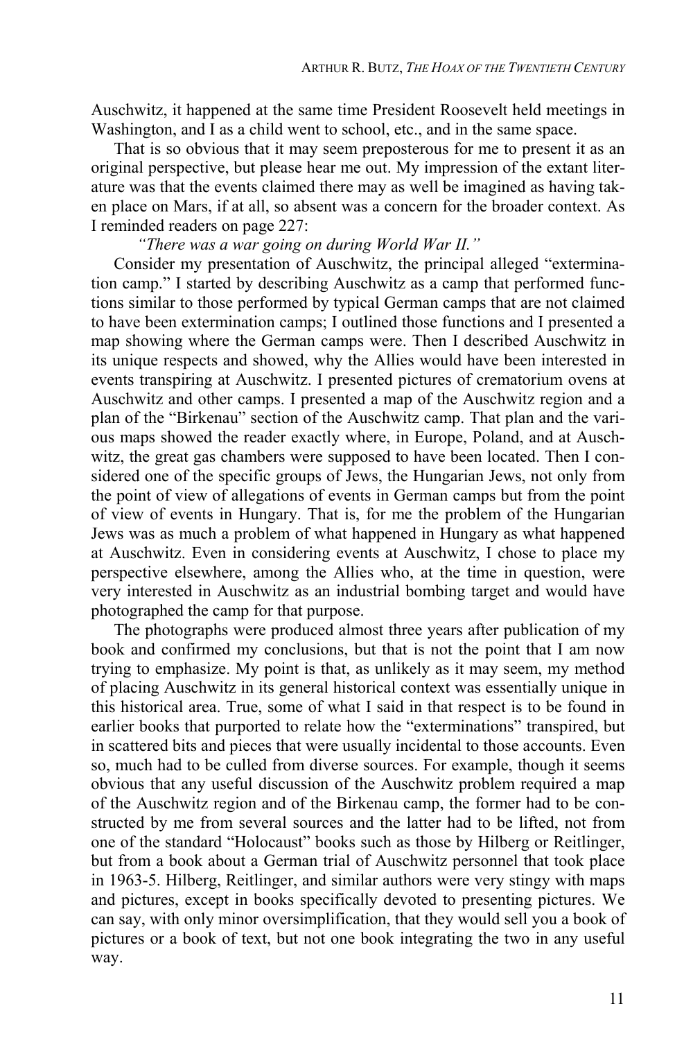Auschwitz, it happened at the same time President Roosevelt held meetings in Washington, and I as a child went to school, etc., and in the same space.

That is so obvious that it may seem preposterous for me to present it as an original perspective, but please hear me out. My impression of the extant literature was that the events claimed there may as well be imagined as having taken place on Mars, if at all, so absent was a concern for the broader context. As I reminded readers on page 227:

*"There was a war going on during World War II."*

Consider my presentation of Auschwitz, the principal alleged "extermination camp." I started by describing Auschwitz as a camp that performed functions similar to those performed by typical German camps that are not claimed to have been extermination camps; I outlined those functions and I presented a map showing where the German camps were. Then I described Auschwitz in its unique respects and showed, why the Allies would have been interested in events transpiring at Auschwitz. I presented pictures of crematorium ovens at Auschwitz and other camps. I presented a map of the Auschwitz region and a plan of the "Birkenau" section of the Auschwitz camp. That plan and the various maps showed the reader exactly where, in Europe, Poland, and at Auschwitz, the great gas chambers were supposed to have been located. Then I considered one of the specific groups of Jews, the Hungarian Jews, not only from the point of view of allegations of events in German camps but from the point of view of events in Hungary. That is, for me the problem of the Hungarian Jews was as much a problem of what happened in Hungary as what happened at Auschwitz. Even in considering events at Auschwitz, I chose to place my perspective elsewhere, among the Allies who, at the time in question, were very interested in Auschwitz as an industrial bombing target and would have photographed the camp for that purpose.

The photographs were produced almost three years after publication of my book and confirmed my conclusions, but that is not the point that I am now trying to emphasize. My point is that, as unlikely as it may seem, my method of placing Auschwitz in its general historical context was essentially unique in this historical area. True, some of what I said in that respect is to be found in earlier books that purported to relate how the "exterminations" transpired, but in scattered bits and pieces that were usually incidental to those accounts. Even so, much had to be culled from diverse sources. For example, though it seems obvious that any useful discussion of the Auschwitz problem required a map of the Auschwitz region and of the Birkenau camp, the former had to be constructed by me from several sources and the latter had to be lifted, not from one of the standard "Holocaust" books such as those by Hilberg or Reitlinger, but from a book about a German trial of Auschwitz personnel that took place in 1963-5. Hilberg, Reitlinger, and similar authors were very stingy with maps and pictures, except in books specifically devoted to presenting pictures. We can say, with only minor oversimplification, that they would sell you a book of pictures or a book of text, but not one book integrating the two in any useful way.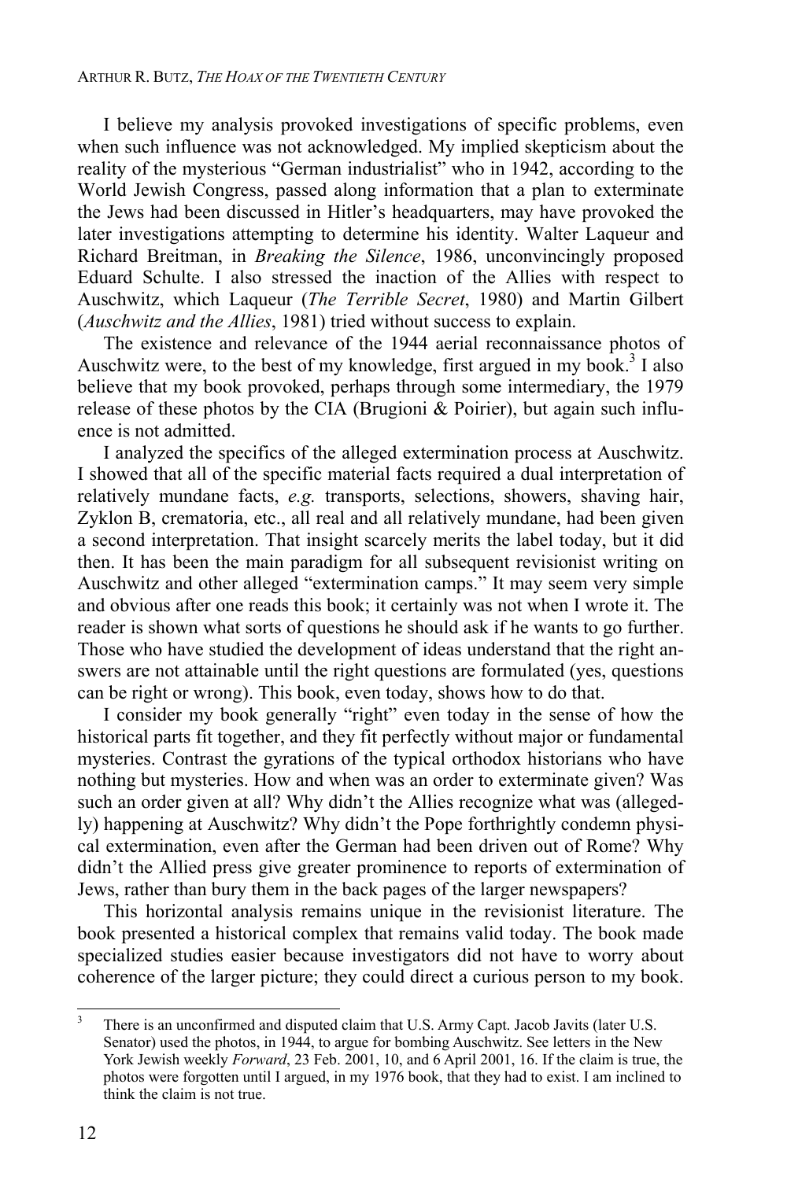I believe my analysis provoked investigations of specific problems, even when such influence was not acknowledged. My implied skepticism about the reality of the mysterious "German industrialist" who in 1942, according to the World Jewish Congress, passed along information that a plan to exterminate the Jews had been discussed in Hitler's headquarters, may have provoked the later investigations attempting to determine his identity. Walter Laqueur and Richard Breitman, in *Breaking the Silence*, 1986, unconvincingly proposed Eduard Schulte. I also stressed the inaction of the Allies with respect to Auschwitz, which Laqueur (*The Terrible Secret*, 1980) and Martin Gilbert (*Auschwitz and the Allies*, 1981) tried without success to explain.

The existence and relevance of the 1944 aerial reconnaissance photos of Auschwitz were, to the best of my knowledge, first argued in my book.[3] I also believe that my book provoked, perhaps through some intermediary, the 1979 release of these photos by the CIA (Brugioni & Poirier), but again such influence is not admitted.

I analyzed the specifics of the alleged extermination process at Auschwitz. I showed that all of the specific material facts required a dual interpretation of relatively mundane facts, *e.g.* transports, selections, showers, shaving hair, Zyklon B, crematoria, etc., all real and all relatively mundane, had been given a second interpretation. That insight scarcely merits the label today, but it did then. It has been the main paradigm for all subsequent revisionist writing on Auschwitz and other alleged "extermination camps." It may seem very simple and obvious after one reads this book; it certainly was not when I wrote it. The reader is shown what sorts of questions he should ask if he wants to go further. Those who have studied the development of ideas understand that the right answers are not attainable until the right questions are formulated (yes, questions can be right or wrong). This book, even today, shows how to do that.

I consider my book generally "right" even today in the sense of how the historical parts fit together, and they fit perfectly without major or fundamental mysteries. Contrast the gyrations of the typical orthodox historians who have nothing but mysteries. How and when was an order to exterminate given? Was such an order given at all? Why didn't the Allies recognize what was (allegedly) happening at Auschwitz? Why didn't the Pope forthrightly condemn physical extermination, even after the German had been driven out of Rome? Why didn't the Allied press give greater prominence to reports of extermination of Jews, rather than bury them in the back pages of the larger newspapers?

This horizontal analysis remains unique in the revisionist literature. The book presented a historical complex that remains valid today. The book made specialized studies easier because investigators did not have to worry about coherence of the larger picture; they could direct a curious person to my book.

---

[3] There is an unconfirmed and disputed claim that U.S. Army Capt. Jacob Javits (later U.S. Senator) used the photos, in 1944, to argue for bombing Auschwitz. See letters in the New York Jewish weekly *Forward*, 23 Feb. 2001, 10, and 6 April 2001, 16. If the claim is true, the photos were forgotten until I argued, in my 1976 book, that they had to exist. I am inclined to think the claim is not true.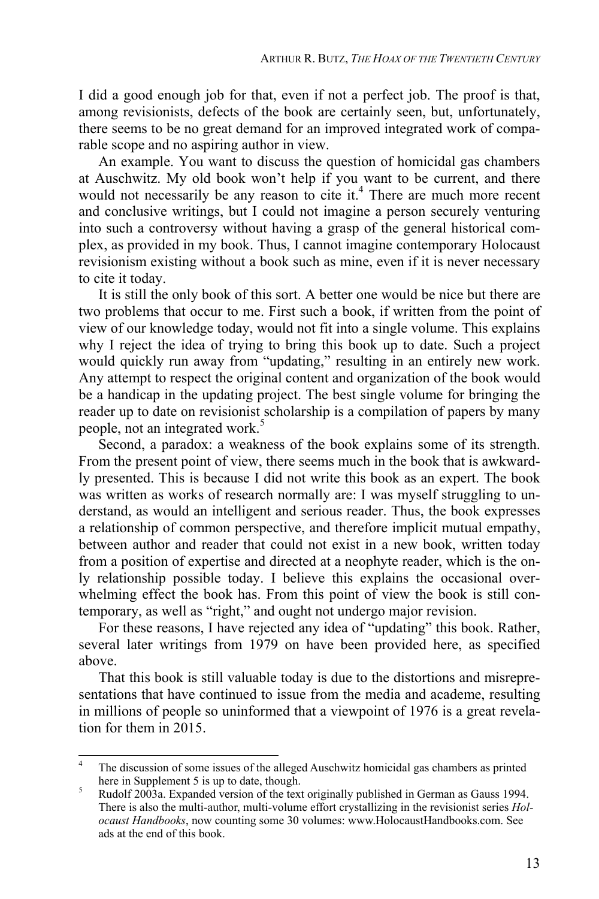I did a good enough job for that, even if not a perfect job. The proof is that, among revisionists, defects of the book are certainly seen, but, unfortunately, there seems to be no great demand for an improved integrated work of comparable scope and no aspiring author in view.

An example. You want to discuss the question of homicidal gas chambers at Auschwitz. My old book won't help if you want to be current, and there would not necessarily be any reason to cite it.[4] There are much more recent and conclusive writings, but I could not imagine a person securely venturing into such a controversy without having a grasp of the general historical complex, as provided in my book. Thus, I cannot imagine contemporary Holocaust revisionism existing without a book such as mine, even if it is never necessary to cite it today.

It is still the only book of this sort. A better one would be nice but there are two problems that occur to me. First such a book, if written from the point of view of our knowledge today, would not fit into a single volume. This explains why I reject the idea of trying to bring this book up to date. Such a project would quickly run away from "updating," resulting in an entirely new work. Any attempt to respect the original content and organization of the book would be a handicap in the updating project. The best single volume for bringing the reader up to date on revisionist scholarship is a compilation of papers by many people, not an integrated work.[5]

Second, a paradox: a weakness of the book explains some of its strength. From the present point of view, there seems much in the book that is awkwardly presented. This is because I did not write this book as an expert. The book was written as works of research normally are: I was myself struggling to understand, as would an intelligent and serious reader. Thus, the book expresses a relationship of common perspective, and therefore implicit mutual empathy, between author and reader that could not exist in a new book, written today from a position of expertise and directed at a neophyte reader, which is the only relationship possible today. I believe this explains the occasional overwhelming effect the book has. From this point of view the book is still contemporary, as well as "right," and ought not undergo major revision.

For these reasons, I have rejected any idea of "updating" this book. Rather, several later writings from 1979 on have been provided here, as specified above.

That this book is still valuable today is due to the distortions and misrepresentations that have continued to issue from the media and academe, resulting in millions of people so uninformed that a viewpoint of 1976 is a great revelation for them in 2015.

---

[4] The discussion of some issues of the alleged Auschwitz homicidal gas chambers as printed here in Supplement 5 is up to date, though.

[5] Rudolf 2003a. Expanded version of the text originally published in German as Gauss 1994. There is also the multi-author, multi-volume effort crystallizing in the revisionist series *Holocaust Handbooks*, now counting some 30 volumes: www.HolocaustHandbooks.com. See ads at the end of this book.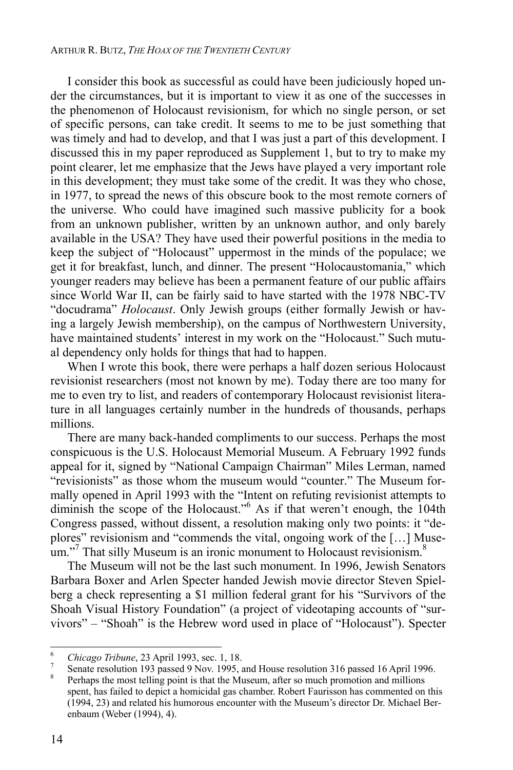I consider this book as successful as could have been judiciously hoped under the circumstances, but it is important to view it as one of the successes in the phenomenon of Holocaust revisionism, for which no single person, or set of specific persons, can take credit. It seems to me to be just something that was timely and had to develop, and that I was just a part of this development. I discussed this in my paper reproduced as Supplement 1, but to try to make my point clearer, let me emphasize that the Jews have played a very important role in this development; they must take some of the credit. It was they who chose, in 1977, to spread the news of this obscure book to the most remote corners of the universe. Who could have imagined such massive publicity for a book from an unknown publisher, written by an unknown author, and only barely available in the USA? They have used their powerful positions in the media to keep the subject of "Holocaust" uppermost in the minds of the populace; we get it for breakfast, lunch, and dinner. The present "Holocaustomania," which younger readers may believe has been a permanent feature of our public affairs since World War II, can be fairly said to have started with the 1978 NBC-TV "docudrama" *Holocaust*. Only Jewish groups (either formally Jewish or having a largely Jewish membership), on the campus of Northwestern University, have maintained students' interest in my work on the "Holocaust." Such mutual dependency only holds for things that had to happen.

When I wrote this book, there were perhaps a half dozen serious Holocaust revisionist researchers (most not known by me). Today there are too many for me to even try to list, and readers of contemporary Holocaust revisionist literature in all languages certainly number in the hundreds of thousands, perhaps millions.

There are many back-handed compliments to our success. Perhaps the most conspicuous is the U.S. Holocaust Memorial Museum. A February 1992 funds appeal for it, signed by "National Campaign Chairman" Miles Lerman, named "revisionists" as those whom the museum would "counter." The Museum formally opened in April 1993 with the "Intent on refuting revisionist attempts to diminish the scope of the Holocaust."[6] As if that weren't enough, the 104th Congress passed, without dissent, a resolution making only two points: it "deplores" revisionism and "commends the vital, ongoing work of the […] Museum."[7] That silly Museum is an ironic monument to Holocaust revisionism.[8]

The Museum will not be the last such monument. In 1996, Jewish Senators Barbara Boxer and Arlen Specter handed Jewish movie director Steven Spielberg a check representing a $1 million federal grant for his "Survivors of the Shoah Visual History Foundation" (a project of videotaping accounts of "survivors" – "Shoah" is the Hebrew word used in place of "Holocaust"). Specter

---

[6] *Chicago Tribune*, 23 April 1993, sec. 1, 18.

[7] Senate resolution 193 passed 9 Nov. 1995, and House resolution 316 passed 16 April 1996.

[8] Perhaps the most telling point is that the Museum, after so much promotion and millions spent, has failed to depict a homicidal gas chamber. Robert Faurisson has commented on this (1994, 23) and related his humorous encounter with the Museum's director Dr. Michael Berenbaum (Weber (1994), 4).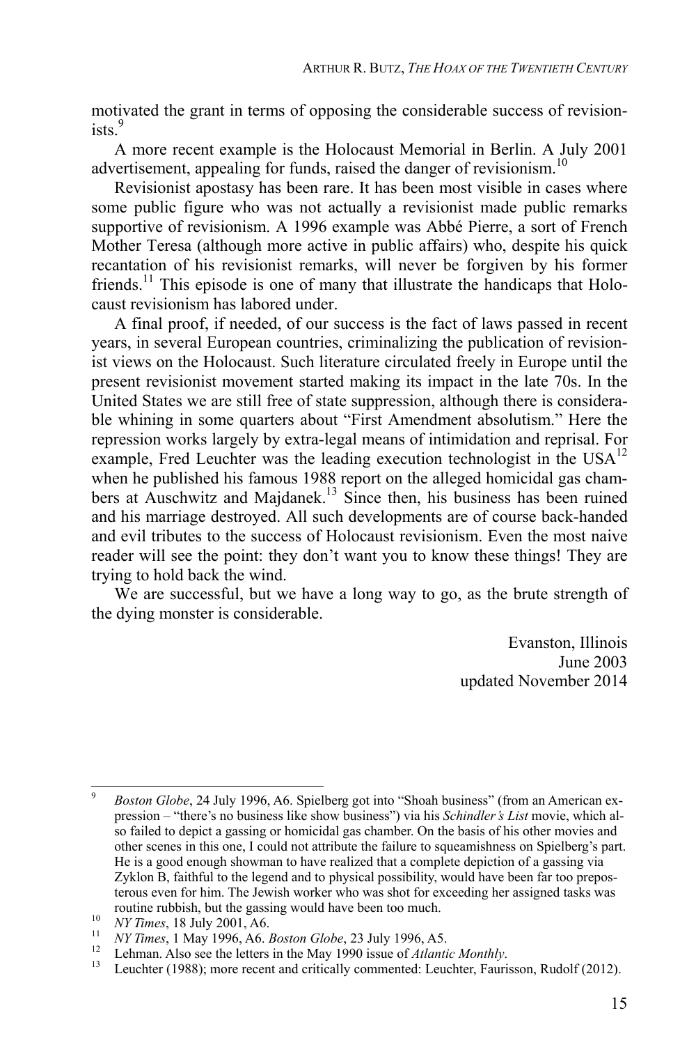motivated the grant in terms of opposing the considerable success of revisionists.[9]

A more recent example is the Holocaust Memorial in Berlin. A July 2001 advertisement, appealing for funds, raised the danger of revisionism.[10]

Revisionist apostasy has been rare. It has been most visible in cases where some public figure who was not actually a revisionist made public remarks supportive of revisionism. A 1996 example was Abbé Pierre, a sort of French Mother Teresa (although more active in public affairs) who, despite his quick recantation of his revisionist remarks, will never be forgiven by his former friends.[11] This episode is one of many that illustrate the handicaps that Holocaust revisionism has labored under.

A final proof, if needed, of our success is the fact of laws passed in recent years, in several European countries, criminalizing the publication of revisionist views on the Holocaust. Such literature circulated freely in Europe until the present revisionist movement started making its impact in the late 70s. In the United States we are still free of state suppression, although there is considerable whining in some quarters about "First Amendment absolutism." Here the repression works largely by extra-legal means of intimidation and reprisal. For example, Fred Leuchter was the leading execution technologist in the USA[12] when he published his famous 1988 report on the alleged homicidal gas chambers at Auschwitz and Majdanek.[13] Since then, his business has been ruined and his marriage destroyed. All such developments are of course back-handed and evil tributes to the success of Holocaust revisionism. Even the most naive reader will see the point: they don't want you to know these things! They are trying to hold back the wind.

We are successful, but we have a long way to go, as the brute strength of the dying monster is considerable.

Evanston, Illinois
June 2003
updated November 2014

---

[9] *Boston Globe*, 24 July 1996, A6. Spielberg got into "Shoah business" (from an American expression – "there's no business like show business") via his *Schindler's List* movie, which also failed to depict a gassing or homicidal gas chamber. On the basis of his other movies and other scenes in this one, I could not attribute the failure to squeamishness on Spielberg's part. He is a good enough showman to have realized that a complete depiction of a gassing via Zyklon B, faithful to the legend and to physical possibility, would have been far too preposterous even for him. The Jewish worker who was shot for exceeding her assigned tasks was routine rubbish, but the gassing would have been too much.

[10] *NY Times*, 18 July 2001, A6.

[11] *NY Times*, 1 May 1996, A6. *Boston Globe*, 23 July 1996, A5.

[12] Lehman. Also see the letters in the May 1990 issue of *Atlantic Monthly*.

[13] Leuchter (1988); more recent and critically commented: Leuchter, Faurisson, Rudolf (2012).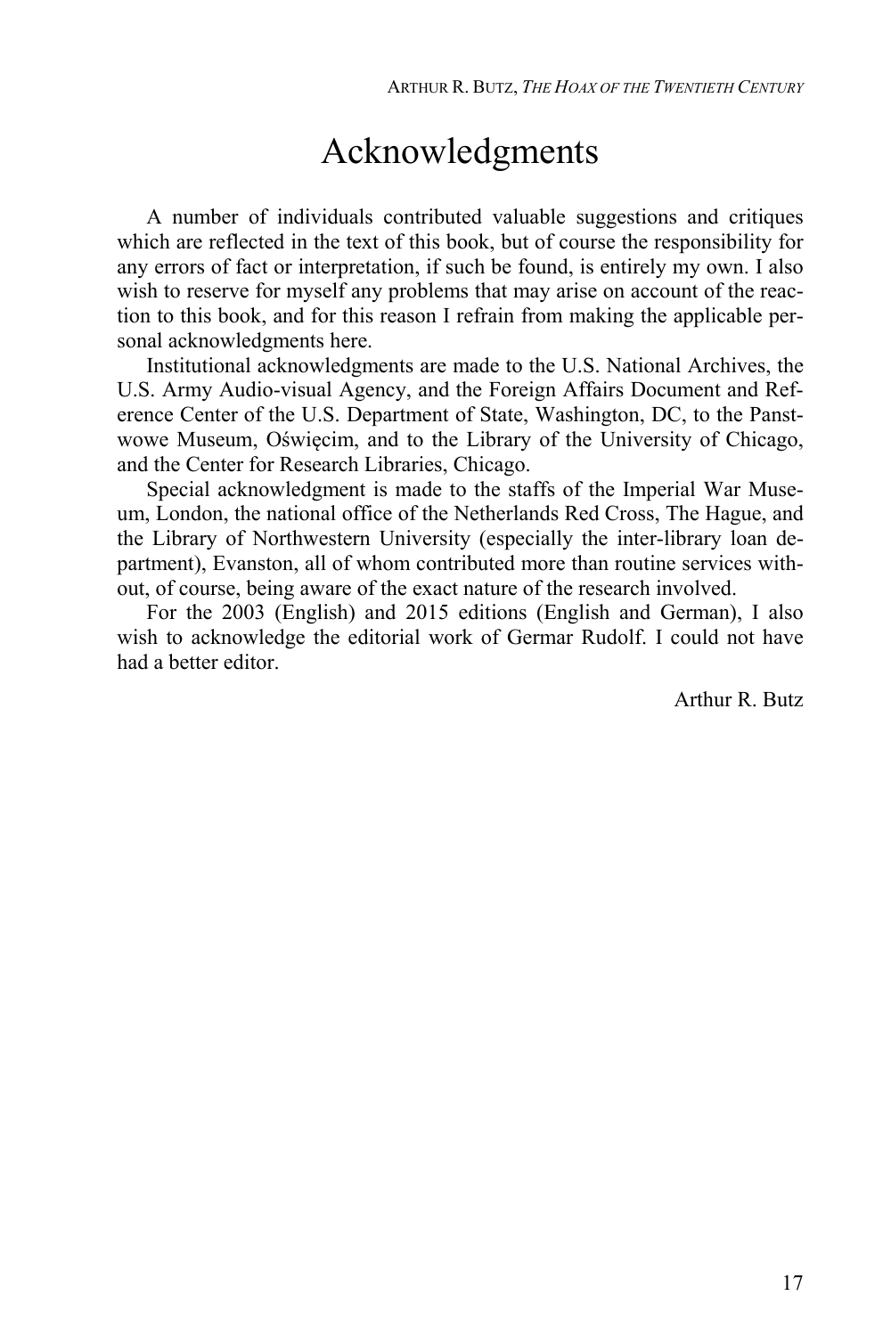# Acknowledgments

A number of individuals contributed valuable suggestions and critiques which are reflected in the text of this book, but of course the responsibility for any errors of fact or interpretation, if such be found, is entirely my own. I also wish to reserve for myself any problems that may arise on account of the reaction to this book, and for this reason I refrain from making the applicable personal acknowledgments here.

Institutional acknowledgments are made to the U.S. National Archives, the U.S. Army Audio-visual Agency, and the Foreign Affairs Document and Reference Center of the U.S. Department of State, Washington, DC, to the Panstwowe Museum, Oświęcim, and to the Library of the University of Chicago, and the Center for Research Libraries, Chicago.

Special acknowledgment is made to the staffs of the Imperial War Museum, London, the national office of the Netherlands Red Cross, The Hague, and the Library of Northwestern University (especially the inter-library loan department), Evanston, all of whom contributed more than routine services without, of course, being aware of the exact nature of the research involved.

For the 2003 (English) and 2015 editions (English and German), I also wish to acknowledge the editorial work of Germar Rudolf. I could not have had a better editor.

Arthur R. Butz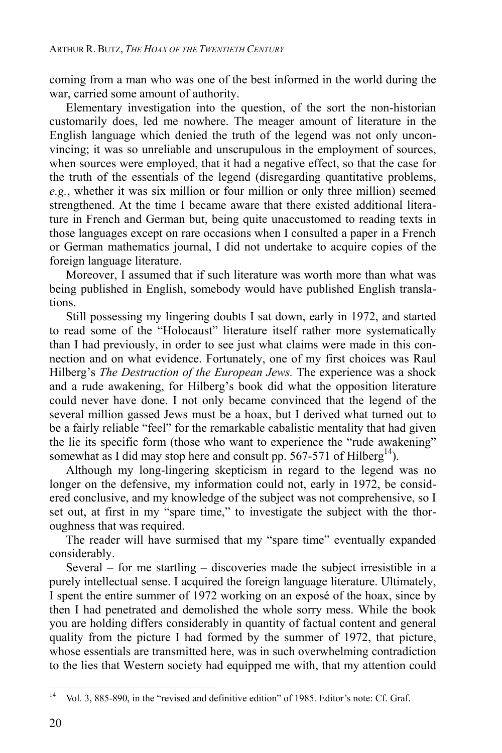coming from a man who was one of the best informed in the world during the war, carried some amount of authority.

Elementary investigation into the question, of the sort the non-historian customarily does, led me nowhere. The meager amount of literature in the English language which denied the truth of the legend was not only unconvincing; it was so unreliable and unscrupulous in the employment of sources, when sources were employed, that it had a negative effect, so that the case for the truth of the essentials of the legend (disregarding quantitative problems, *e.g.*, whether it was six million or four million or only three million) seemed strengthened. At the time I became aware that there existed additional literature in French and German but, being quite unaccustomed to reading texts in those languages except on rare occasions when I consulted a paper in a French or German mathematics journal, I did not undertake to acquire copies of the foreign language literature.

Moreover, I assumed that if such literature was worth more than what was being published in English, somebody would have published English translations.

Still possessing my lingering doubts I sat down, early in 1972, and started to read some of the "Holocaust" literature itself rather more systematically than I had previously, in order to see just what claims were made in this connection and on what evidence. Fortunately, one of my first choices was Raul Hilberg's *The Destruction of the European Jews.* The experience was a shock and a rude awakening, for Hilberg's book did what the opposition literature could never have done. I not only became convinced that the legend of the several million gassed Jews must be a hoax, but I derived what turned out to be a fairly reliable "feel" for the remarkable cabalistic mentality that had given the lie its specific form (those who want to experience the "rude awakening" somewhat as I did may stop here and consult pp. 567-571 of Hilberg[14]).

Although my long-lingering skepticism in regard to the legend was no longer on the defensive, my information could not, early in 1972, be considered conclusive, and my knowledge of the subject was not comprehensive, so I set out, at first in my "spare time," to investigate the subject with the thoroughness that was required.

The reader will have surmised that my "spare time" eventually expanded considerably.

Several – for me startling – discoveries made the subject irresistible in a purely intellectual sense. I acquired the foreign language literature. Ultimately, I spent the entire summer of 1972 working on an exposé of the hoax, since by then I had penetrated and demolished the whole sorry mess. While the book you are holding differs considerably in quantity of factual content and general quality from the picture I had formed by the summer of 1972, that picture, whose essentials are transmitted here, was in such overwhelming contradiction to the lies that Western society had equipped me with, that my attention could

---

[14] Vol. 3, 885-890, in the "revised and definitive edition" of 1985. Editor's note: Cf. Graf.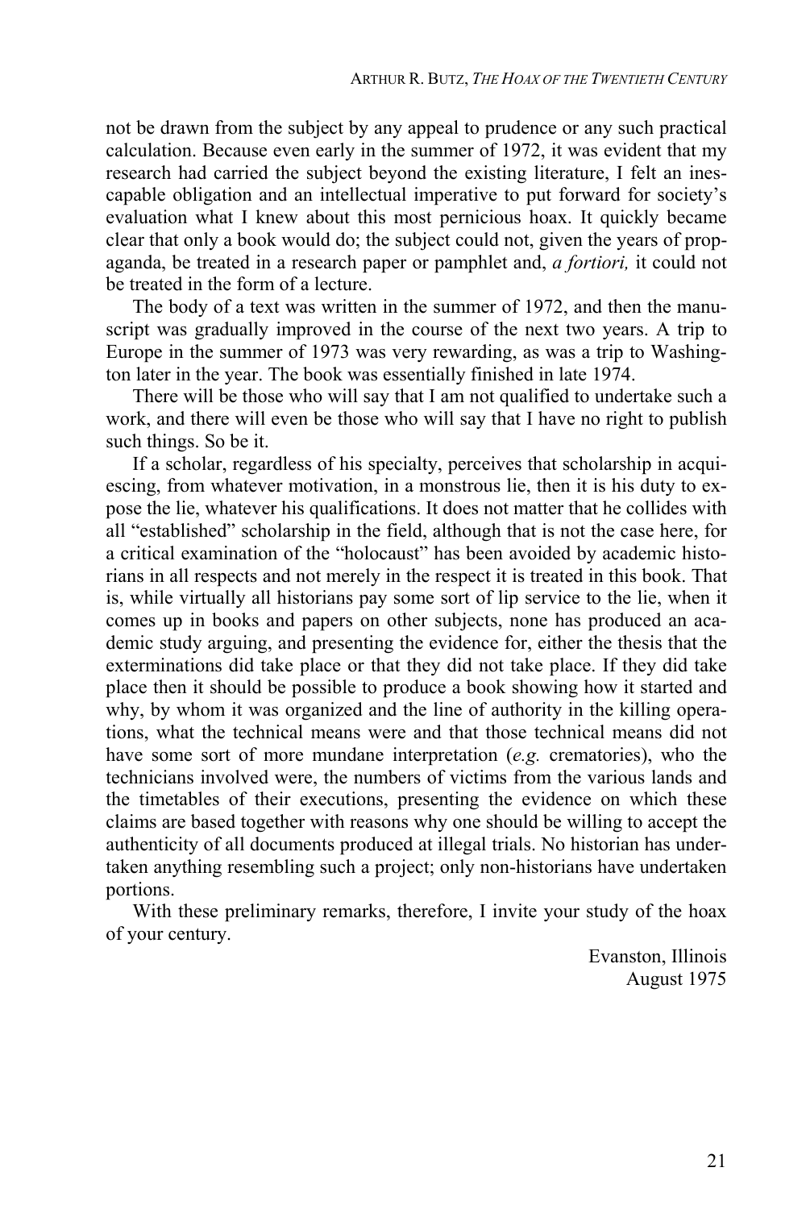not be drawn from the subject by any appeal to prudence or any such practical calculation. Because even early in the summer of 1972, it was evident that my research had carried the subject beyond the existing literature, I felt an inescapable obligation and an intellectual imperative to put forward for society's evaluation what I knew about this most pernicious hoax. It quickly became clear that only a book would do; the subject could not, given the years of propaganda, be treated in a research paper or pamphlet and, *a fortiori,* it could not be treated in the form of a lecture.

The body of a text was written in the summer of 1972, and then the manuscript was gradually improved in the course of the next two years. A trip to Europe in the summer of 1973 was very rewarding, as was a trip to Washington later in the year. The book was essentially finished in late 1974.

There will be those who will say that I am not qualified to undertake such a work, and there will even be those who will say that I have no right to publish such things. So be it.

If a scholar, regardless of his specialty, perceives that scholarship in acquiescing, from whatever motivation, in a monstrous lie, then it is his duty to expose the lie, whatever his qualifications. It does not matter that he collides with all "established" scholarship in the field, although that is not the case here, for a critical examination of the "holocaust" has been avoided by academic historians in all respects and not merely in the respect it is treated in this book. That is, while virtually all historians pay some sort of lip service to the lie, when it comes up in books and papers on other subjects, none has produced an academic study arguing, and presenting the evidence for, either the thesis that the exterminations did take place or that they did not take place. If they did take place then it should be possible to produce a book showing how it started and why, by whom it was organized and the line of authority in the killing operations, what the technical means were and that those technical means did not have some sort of more mundane interpretation (*e.g.* crematories), who the technicians involved were, the numbers of victims from the various lands and the timetables of their executions, presenting the evidence on which these claims are based together with reasons why one should be willing to accept the authenticity of all documents produced at illegal trials. No historian has undertaken anything resembling such a project; only non-historians have undertaken portions.

With these preliminary remarks, therefore, I invite your study of the hoax of your century.

Evanston, Illinois
August 1975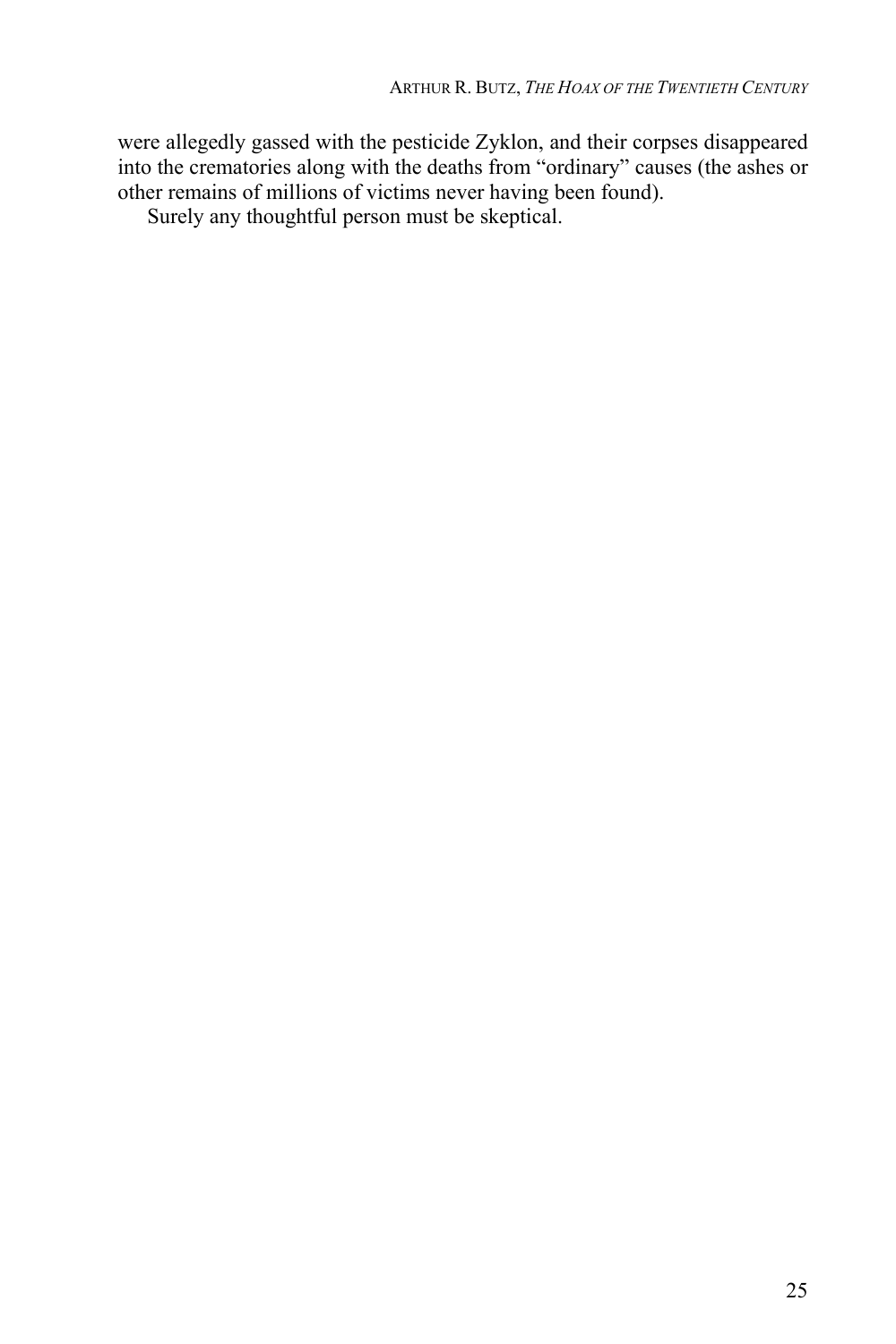were allegedly gassed with the pesticide Zyklon, and their corpses disappeared into the crematories along with the deaths from "ordinary" causes (the ashes or other remains of millions of victims never having been found).

Surely any thoughtful person must be skeptical.